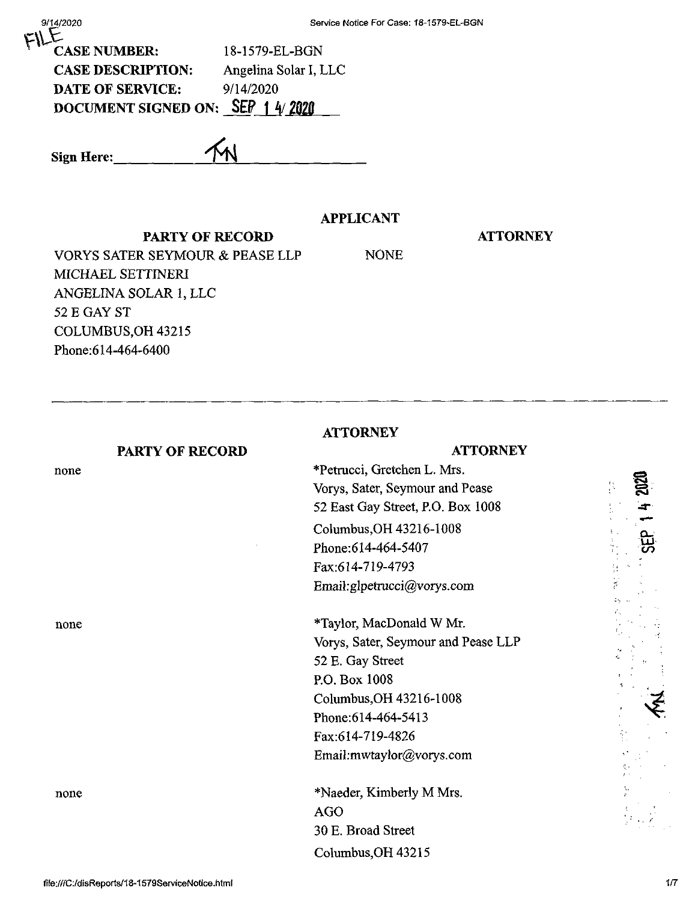FILE

**CASE NUMBER:** 18-1579-EL-BGN
**CASE DESCRIPTION:** Angelina Solar I, LLC
**DATE OF SERVICE:** 9/14/2020
**DOCUMENT SIGNED ON:** SEP 14 2020

**Sign Here:** TMN

**APPLICANT**

| PARTY OF RECORD | ATTORNEY |
|---|---|
| VORYS SATER SEYMOUR & PEASE LLP<br>MICHAEL SETTINERI<br>ANGELINA SOLAR 1, LLC<br>52 E GAY ST<br>COLUMBUS,OH 43215<br>Phone:614-464-6400 | NONE |

---

**ATTORNEY**

| PARTY OF RECORD | ATTORNEY |
|---|---|
| none | *Petrucci, Gretchen L. Mrs.<br>Vorys, Sater, Seymour and Pease<br>52 East Gay Street, P.O. Box 1008<br>Columbus,OH 43216-1008<br>Phone:614-464-5407<br>Fax:614-719-4793<br>Email:glpetrucci@vorys.com |
| none | *Taylor, MacDonald W Mr.<br>Vorys, Sater, Seymour and Pease LLP<br>52 E. Gay Street<br>P.O. Box 1008<br>Columbus,OH 43216-1008<br>Phone:614-464-5413<br>Fax:614-719-4826<br>Email:mwtaylor@vorys.com |
| none | *Naeder, Kimberly M Mrs.<br>AGO<br>30 E. Broad Street<br>Columbus,OH 43215 |

SEP 14 2020 TMN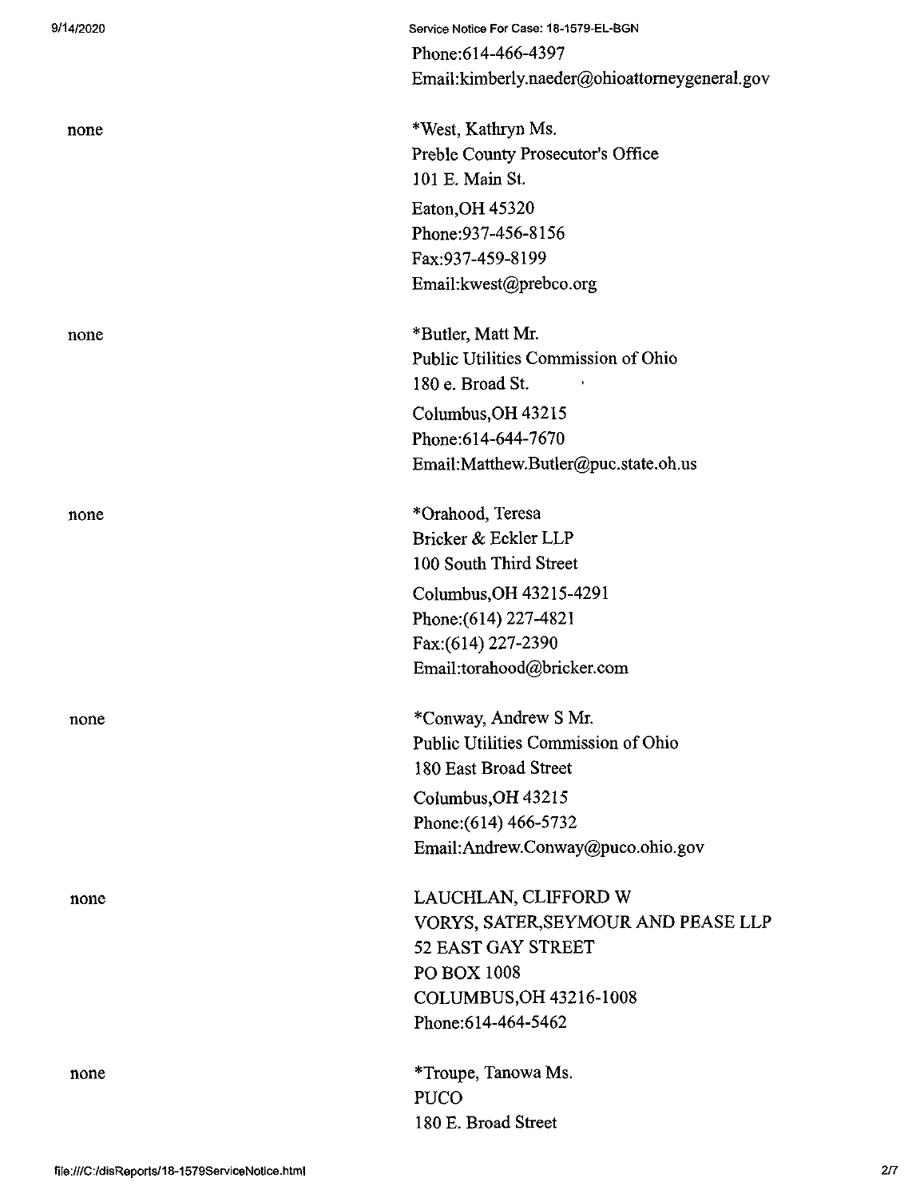Phone:614-466-4397
Email:kimberly.naeder@ohioattorneygeneral.gov

| | |
|---|---|
| none | *West, Kathryn Ms.<br>Preble County Prosecutor's Office<br>101 E. Main St.<br>Eaton,OH 45320<br>Phone:937-456-8156<br>Fax:937-459-8199<br>Email:kwest@prebco.org |
| none | *Butler, Matt Mr.<br>Public Utilities Commission of Ohio<br>180 e. Broad St.<br>Columbus,OH 43215<br>Phone:614-644-7670<br>Email:Matthew.Butler@puc.state.oh.us |
| none | *Orahood, Teresa<br>Bricker & Eckler LLP<br>100 South Third Street<br>Columbus,OH 43215-4291<br>Phone:(614) 227-4821<br>Fax:(614) 227-2390<br>Email:torahood@bricker.com |
| none | *Conway, Andrew S Mr.<br>Public Utilities Commission of Ohio<br>180 East Broad Street<br>Columbus,OH 43215<br>Phone:(614) 466-5732<br>Email:Andrew.Conway@puco.ohio.gov |
| none | LAUCHLAN, CLIFFORD W<br>VORYS, SATER,SEYMOUR AND PEASE LLP<br>52 EAST GAY STREET<br>PO BOX 1008<br>COLUMBUS,OH 43216-1008<br>Phone:614-464-5462 |
| none | *Troupe, Tanowa Ms.<br>PUCO<br>180 E. Broad Street |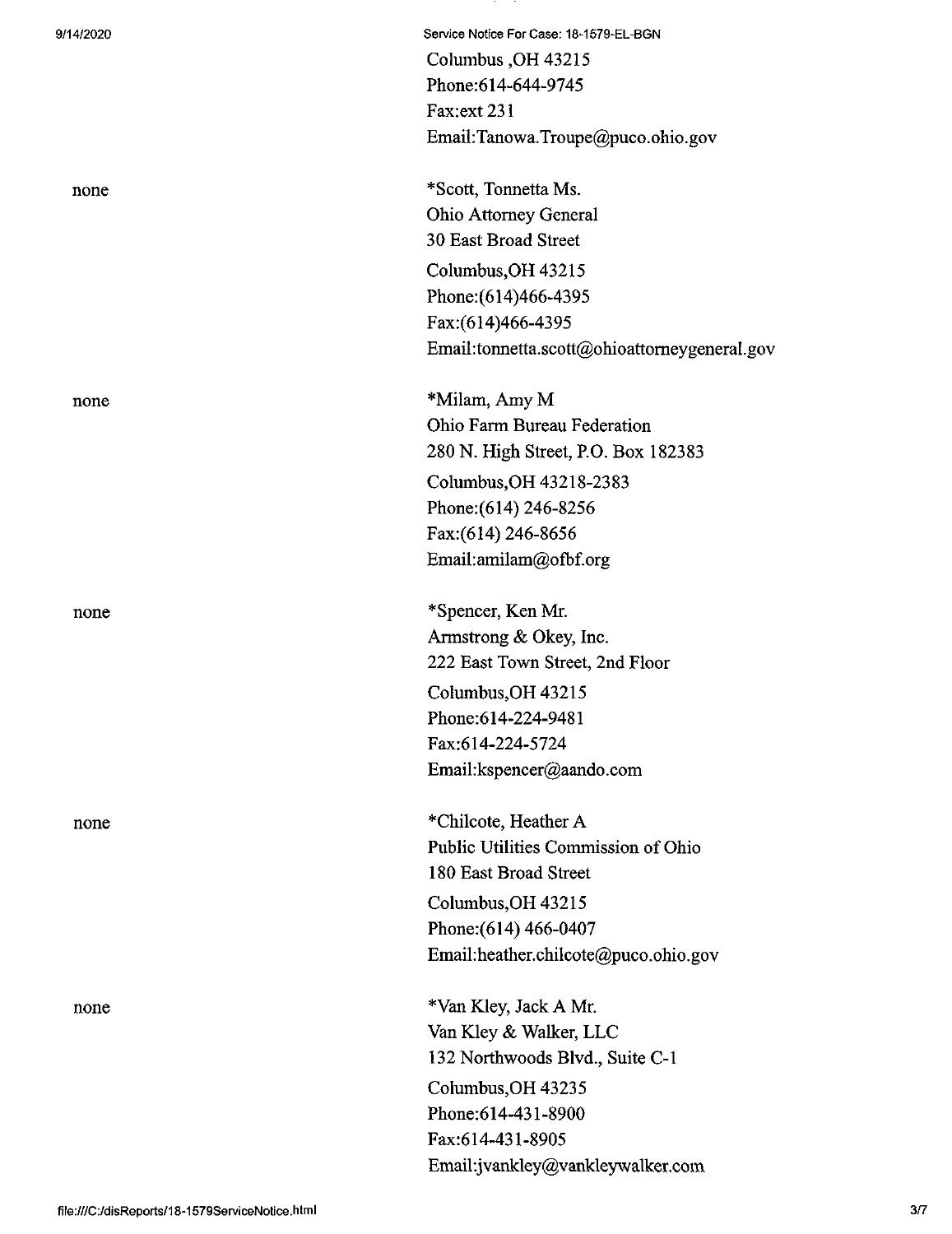Columbus ,OH 43215
Phone:614-644-9745
Fax:ext 231
Email:Tanowa.Troupe@puco.ohio.gov

none

*Scott, Tonnetta Ms.
Ohio Attorney General
30 East Broad Street
Columbus,OH 43215
Phone:(614)466-4395
Fax:(614)466-4395
Email:tonnetta.scott@ohioattorneygeneral.gov

none

*Milam, Amy M
Ohio Farm Bureau Federation
280 N. High Street, P.O. Box 182383
Columbus,OH 43218-2383
Phone:(614) 246-8256
Fax:(614) 246-8656
Email:amilam@ofbf.org

none

*Spencer, Ken Mr.
Armstrong & Okey, Inc.
222 East Town Street, 2nd Floor
Columbus,OH 43215
Phone:614-224-9481
Fax:614-224-5724
Email:kspencer@aando.com

none

*Chilcote, Heather A
Public Utilities Commission of Ohio
180 East Broad Street
Columbus,OH 43215
Phone:(614) 466-0407
Email:heather.chilcote@puco.ohio.gov

none

*Van Kley, Jack A Mr.
Van Kley & Walker, LLC
132 Northwoods Blvd., Suite C-1
Columbus,OH 43235
Phone:614-431-8900
Fax:614-431-8905
Email:jvankley@vankleywalker.com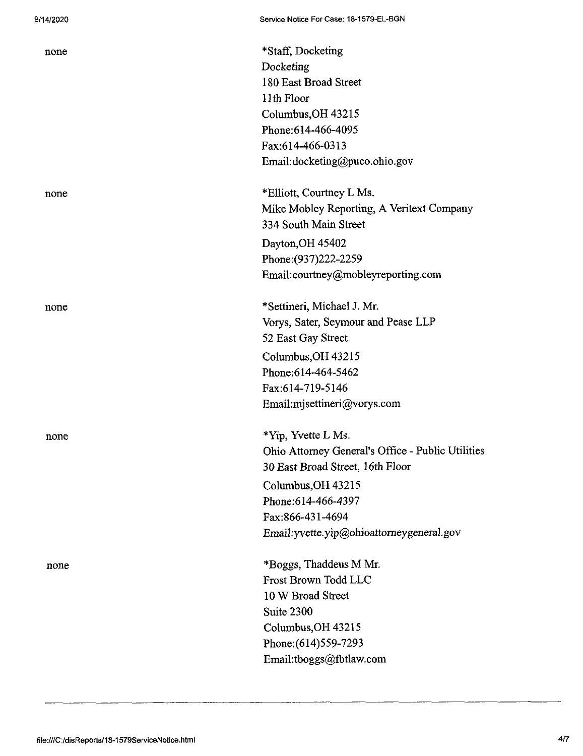| | |
|---|---|
| none | *Staff, Docketing<br>Docketing<br>180 East Broad Street<br>11th Floor<br>Columbus,OH 43215<br>Phone:614-466-4095<br>Fax:614-466-0313<br>Email:docketing@puco.ohio.gov |
| none | *Elliott, Courtney L Ms.<br>Mike Mobley Reporting, A Veritext Company<br>334 South Main Street<br>Dayton,OH 45402<br>Phone:(937)222-2259<br>Email:courtney@mobleyreporting.com |
| none | *Settineri, Michael J. Mr.<br>Vorys, Sater, Seymour and Pease LLP<br>52 East Gay Street<br>Columbus,OH 43215<br>Phone:614-464-5462<br>Fax:614-719-5146<br>Email:mjsettineri@vorys.com |
| none | *Yip, Yvette L Ms.<br>Ohio Attorney General's Office - Public Utilities<br>30 East Broad Street, 16th Floor<br>Columbus,OH 43215<br>Phone:614-466-4397<br>Fax:866-431-4694<br>Email:yvette.yip@ohioattorneygeneral.gov |
| none | *Boggs, Thaddeus M Mr.<br>Frost Brown Todd LLC<br>10 W Broad Street<br>Suite 2300<br>Columbus,OH 43215<br>Phone:(614)559-7293<br>Email:tboggs@fbtlaw.com |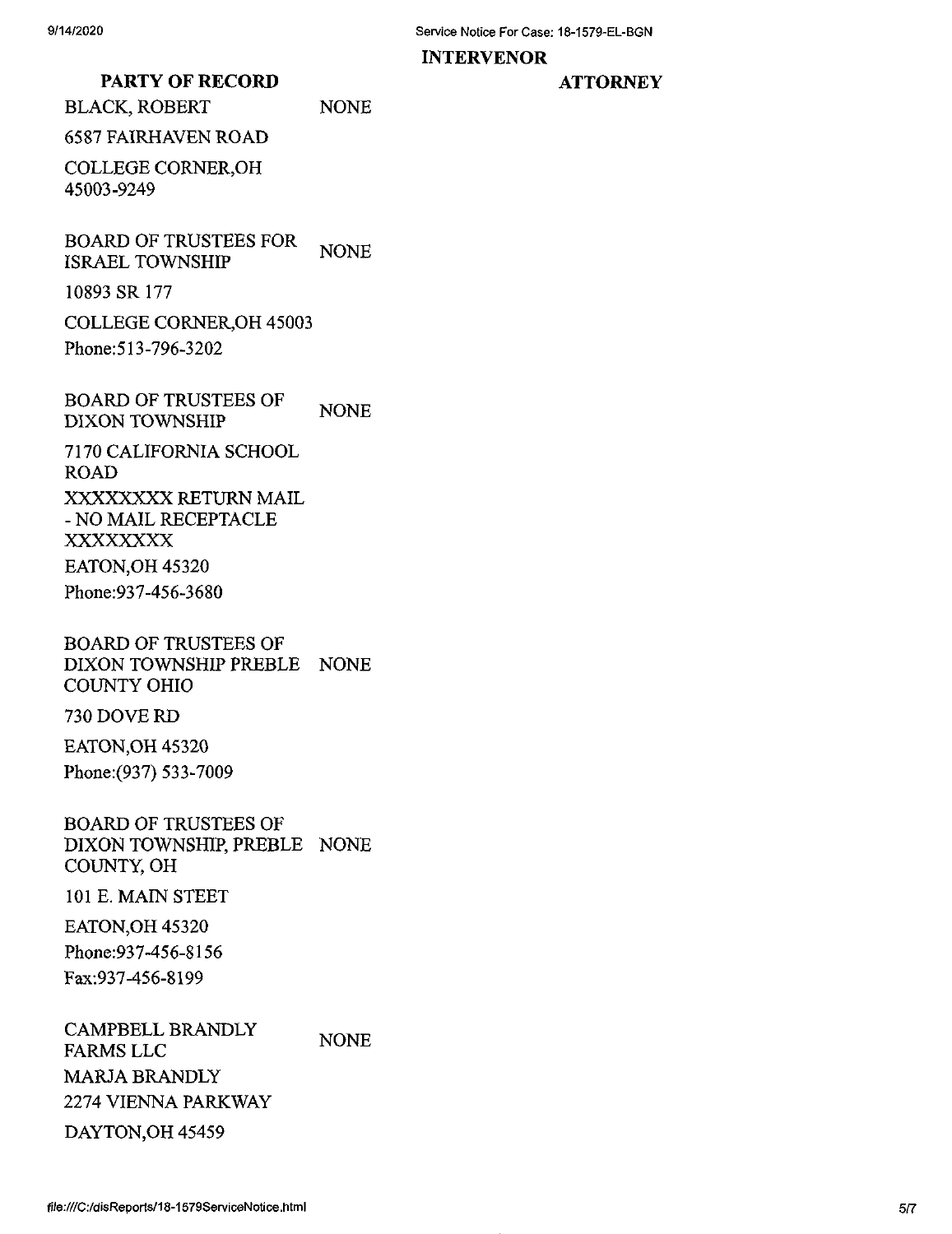| PARTY OF RECORD | INTERVENOR | ATTORNEY |
| --- | --- | --- |
| BLACK, ROBERT<br>6587 FAIRHAVEN ROAD<br>COLLEGE CORNER,OH 45003-9249 | NONE | |
| BOARD OF TRUSTEES FOR ISRAEL TOWNSHIP<br>10893 SR 177<br>COLLEGE CORNER,OH 45003<br>Phone:513-796-3202 | NONE | |
| BOARD OF TRUSTEES OF DIXON TOWNSHIP<br>7170 CALIFORNIA SCHOOL ROAD<br>XXXXXXXX RETURN MAIL - NO MAIL RECEPTACLE XXXXXXXX<br>EATON,OH 45320<br>Phone:937-456-3680 | NONE | |
| BOARD OF TRUSTEES OF DIXON TOWNSHIP PREBLE COUNTY OHIO<br>730 DOVE RD<br>EATON,OH 45320<br>Phone:(937) 533-7009 | NONE | |
| BOARD OF TRUSTEES OF DIXON TOWNSHIP, PREBLE COUNTY, OH<br>101 E. MAIN STEET<br>EATON,OH 45320<br>Phone:937-456-8156<br>Fax:937-456-8199 | NONE | |
| CAMPBELL BRANDLY FARMS LLC<br>MARJA BRANDLY<br>2274 VIENNA PARKWAY<br>DAYTON,OH 45459 | NONE | |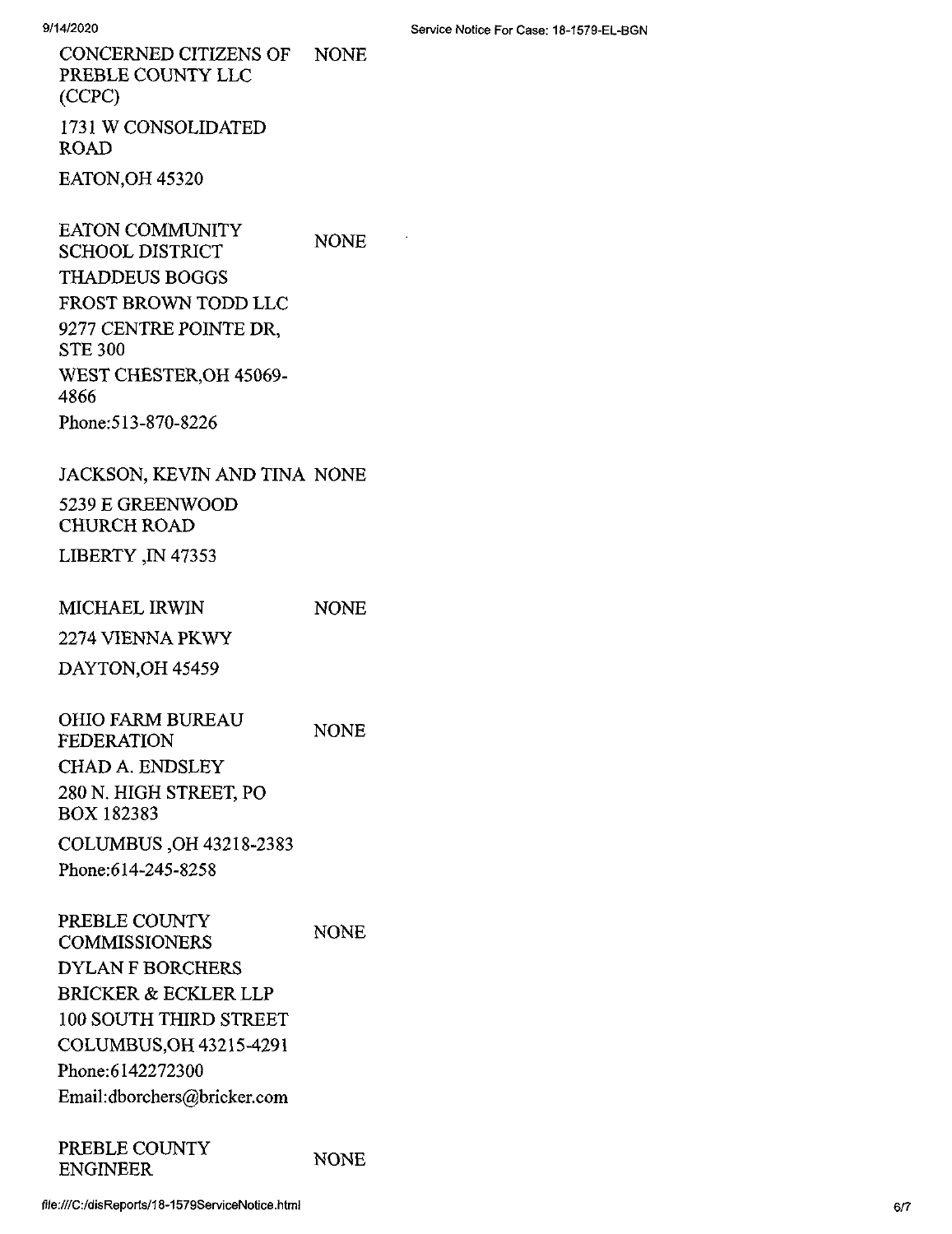| | |
|---|---|
| CONCERNED CITIZENS OF PREBLE COUNTY LLC (CCPC)<br>1731 W CONSOLIDATED ROAD<br>EATON,OH 45320 | NONE |
| EATON COMMUNITY SCHOOL DISTRICT<br>THADDEUS BOGGS<br>FROST BROWN TODD LLC<br>9277 CENTRE POINTE DR, STE 300<br>WEST CHESTER,OH 45069-4866<br>Phone:513-870-8226 | NONE |
| JACKSON, KEVIN AND TINA<br>5239 E GREENWOOD CHURCH ROAD<br>LIBERTY ,IN 47353 | NONE |
| MICHAEL IRWIN<br>2274 VIENNA PKWY<br>DAYTON,OH 45459 | NONE |
| OHIO FARM BUREAU FEDERATION<br>CHAD A. ENDSLEY<br>280 N. HIGH STREET, PO BOX 182383<br>COLUMBUS ,OH 43218-2383<br>Phone:614-245-8258 | NONE |
| PREBLE COUNTY COMMISSIONERS<br>DYLAN F BORCHERS<br>BRICKER & ECKLER LLP<br>100 SOUTH THIRD STREET<br>COLUMBUS,OH 43215-4291<br>Phone:6142272300<br>Email:dborchers@bricker.com | NONE |
| PREBLE COUNTY ENGINEER | NONE |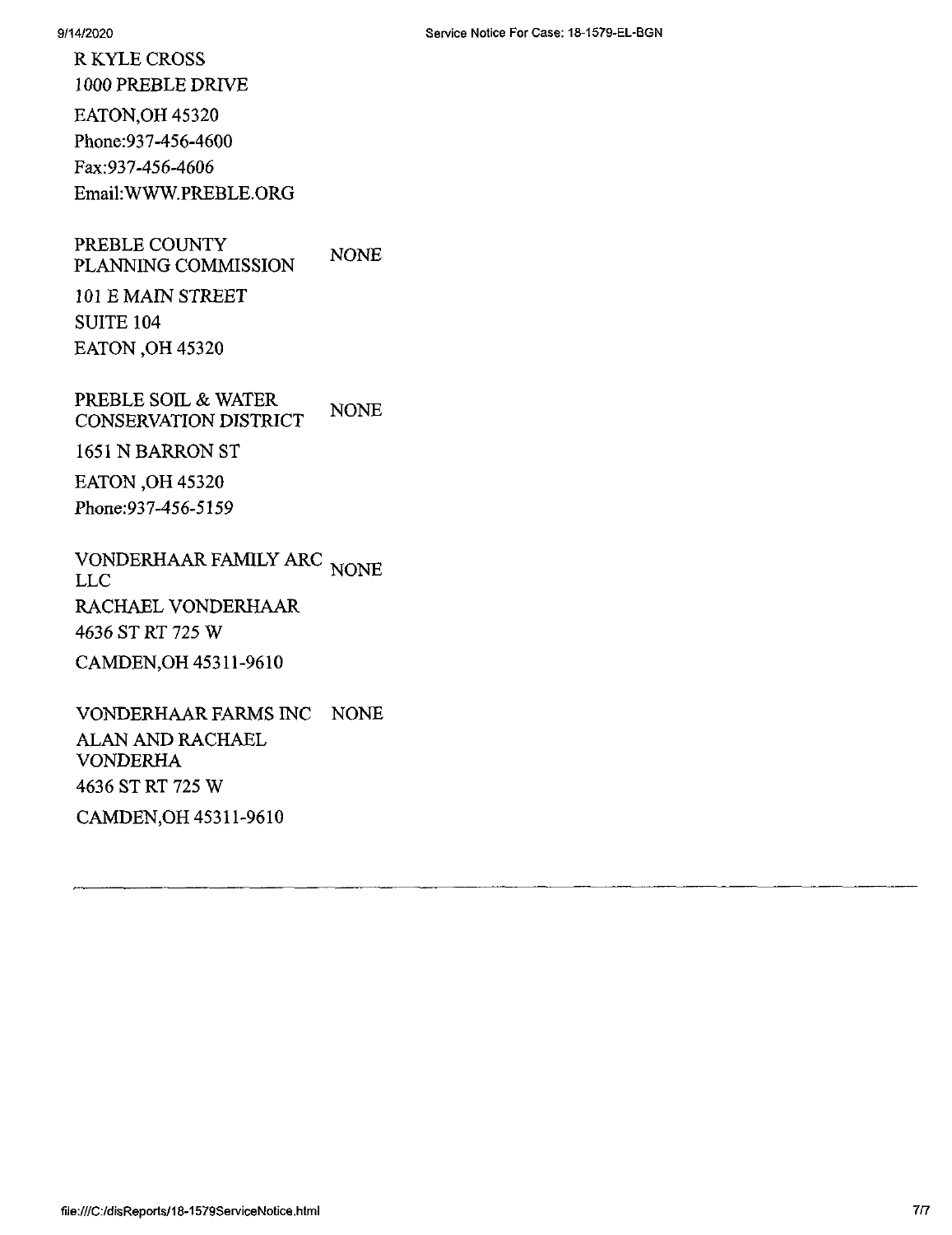R KYLE CROSS
1000 PREBLE DRIVE
EATON,OH 45320
Phone:937-456-4600
Fax:937-456-4606
Email:WWW.PREBLE.ORG

PREBLE COUNTY PLANNING COMMISSION NONE
101 E MAIN STREET
SUITE 104
EATON ,OH 45320

PREBLE SOIL & WATER CONSERVATION DISTRICT NONE
1651 N BARRON ST
EATON ,OH 45320
Phone:937-456-5159

VONDERHAAR FAMILY ARC LLC NONE
RACHAEL VONDERHAAR
4636 ST RT 725 W
CAMDEN,OH 45311-9610

VONDERHAAR FARMS INC NONE
ALAN AND RACHAEL VONDERHA
4636 ST RT 725 W
CAMDEN,OH 45311-9610